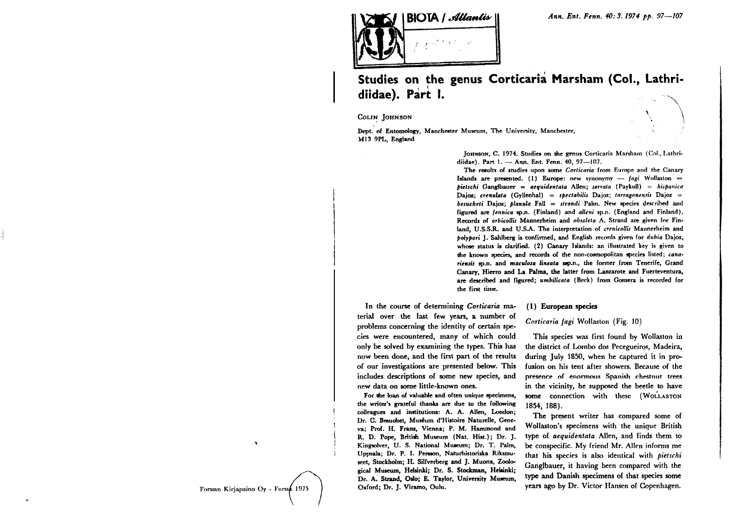# Studies on the genus Corticaria Marsham (Col., Lathridiidae). Part I.

COLIN JOHNSON

Dept. of Entomology, Manchester Museum, The University, Manchester, M13 9PL, England

JOHNSON, C. 1974. Studies on the genus Corticaria Marsham (Col., Lathridiidae). Part 1. — Ann. Ent. Fenn. 40, 97—107.

The results of studies upon some *Corticaria* from Europe and the Canary Islands are presented. (1) Europe: new synonymy — *fagi* Wollaston = *pietschi* Ganglbauer = *aequidentata* Allen; *serrata* (Paykull) = *hispanica* Dajoz; *crenulata* (Gyllenhal) = *spectabilis* Dajoz; *tarragonensis* Dajoz = *besucheti* Dajoz; *planula* Fall = *strandi* Palm. New species described and figured are *fennica* sp.n. (Finland) and *alleni* sp.n. (England and Finland). Records of *orbicollis* Mannerheim and *obsoleta* A. Strand are given for Finland, U.S.S.R. and U.S.A. The interpretation of *crenicollis* Mannerheim and *polypori* J. Sahlberg is confirmed, and English records given for *dubia* Dajoz, whose status is clarified. (2) Canary Islands: an illustrated key is given to the known species, and records of the non-cosmopolitan species listed; *canariensis* sp.n. and *maculosa lineata* ssp.n., the former from Tenerife, Grand Canary, Hierro and La Palma, the latter from Lanzarote and Fuerteventura, are described and figured; *umbilicata* (Beck) from Gomera is recorded for the first time.

In the course of determining *Corticaria* material over the last few years, a number of problems concerning the identity of certain species were encountered, many of which could only be solved by examining the types. This has now been done, and the first part of the results of our investigations are presented below. This includes descriptions of some new species, and new data on some little-known ones.

For the loan of valuable and often unique specimens, the writer's grateful thanks are due to the following colleagues and institutions: A. A. Allen, London; Dr. C. Besuchet, Muséum d'Histoire Naturelle, Geneva; Prof. H. Franz, Vienna; P. M. Hammond and R. D. Pope, British Museum (Nat. Hist.); Dr. J. Kingsolver, U. S. National Museum; Dr. T. Palm, Uppsala; Dr. P. I. Persson, Naturhistoriska Riksmuseet, Stockholm; H. Silfverberg and J. Muona, Zoological Museum, Helsinki; Dr. S. Stockman, Helsinki; Dr. A. Strand, Oslo; E. Taylor, University Museum, Oxford; Dr. J. Viramo, Oulu.

## (1) European species

### *Corticaria fagi* Wollaston (Fig. 10)

This species was first found by Wollaston in the district of Lombo dos Pecegueiros, Madeira, during July 1850, when he captured it in profusion on his tent after showers. Because of the presence of enormous Spanish chestnut trees in the vicinity, he supposed the beetle to have some connection with these (WOLLASTON 1854, 188).

The present writer has compared some of Wollaston's specimens with the unique British type of *aequidentata* Allen, and finds them to be conspecific. My friend Mr. Allen informs me that his species is also identical with *pietschi* Ganglbauer, it having been compared with the type and Danish specimens of that species some years ago by Dr. Victor Hansen of Copenhagen.

Forssan Kirjapaino Oy · Forssa 1975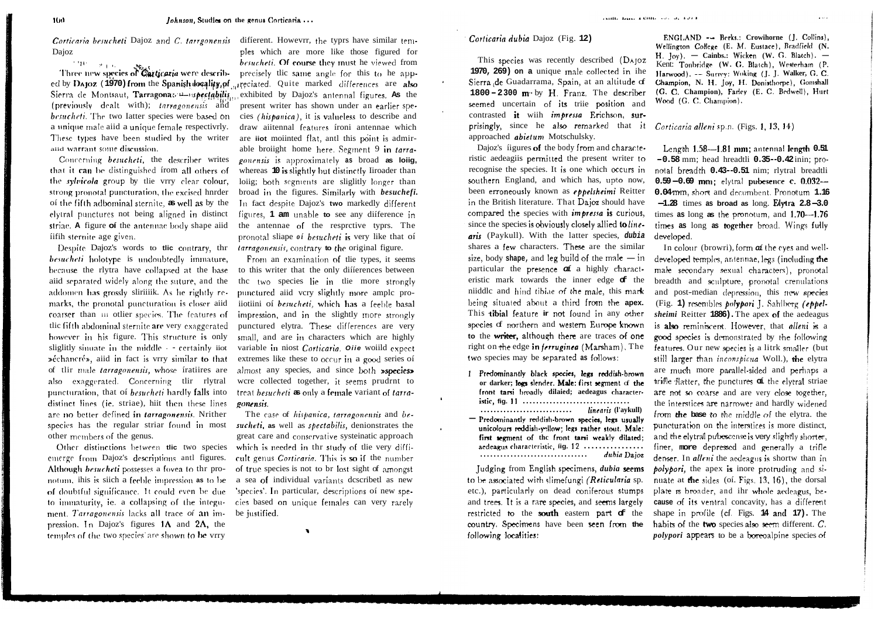## *Corticaria besucheti* Dajoz and *C. tarrgonensis* Dajoz

Three new species of *Corticaria* were described by Dajoz (**1970**) from the Spanish locality of Sierra de Montsaut, Tarragona: — *spectabilis* (previously dealt with); *tarragonensis* and *besucheti*. The two latter species were based on a unique male and a unique female respectively. These types have been studied by the writer and warrant some discussion.

Concerning *besucheti*, the describer writes that it can be distinguished from all others of the *sylvicola* group by the very clear colour, strong pronotal puncturation, the excised border of the fifth adbominal sternite, **as** well as by the elytral punctures not being aligned in distinct striae. **A** figure **of** the antennae body shape and fifth sternite are given.

Despite Dajoz's words to **the** contrary, the *besucheti* holotype is undoubtedly immature, because the elytra have collapsed at the base and separated widely along the suture, and the addomen has grossly shrunk. As he rightly remarks, the pronotal puncturation is closer and coarser than in other species. The features of the fifth abdominal sternite are very exaggerated however in his figure. This structure is only slightly sinuate in the middle - - certainly not »échancré», and in fact is very similar to that of the male *tarragonensis*, whose features are also exaggerated. Concerning the elytral puncturation, that of *besucheti* hardly falls into distinct lines (ie. striae), but then these lines are no better defined in *tarragonensis*. Neither species has the regular striae found in most other members of the genus.

Other distinctions between **the** two species emerge from Dajoz's descriptions and figures. Although *besucheti* possesses a fovea to the pronotum, this is such a feeble impression **as** to be of doubtful significance. It could even be due to immaturity, ie. a collapsing of the integument. *Tarragonensis* lacks all trace of **an** impression. In Dajoz's figures **1A** and **2A**, the temples of the two species are shown to be very different. However, the types have similar temples which are more like those figured for *besucheti*. Of course they must he viewed from precisely the same angle for this to be appreciated. Quite marked differences are **also** exhibited by Dajoz's antennal figures. **As** the present writer has shown under an earlier species (*hispanica*), it is valueless to describe and draw antennal features from antennae which are **not** mounted flat, and this point is admirable brought home here. Segment 9 **in** *tarragonensis* is approximately **as** broad **as** long, whereas **10 is** slightly but distinctly broader than long; both segments are slightly longer than broad in the figures. Similarly with *besuchefi.* In fact despite Dajoz's **two** markedly different figures, **1 am** unable **to** see any difference in the antennae of the respective types. The pronotal shape *of besucheti* is very like that of *tarragonensis*, contrary **to** the original figure.

From an examination of the types, it seems to this writer that the only differences between the two species lie in the more strongly punctured and very slightly more ample pronotum of *besucheti*, which has a feeble basal impression, and in the slightly more strongly punctured elytra. These differences are very small, and are in characters which are highly variable in most *Corticaria*. **One** would expect extremes like these to occur in a good series of almost any species, and since both **»species»** were collected together, it seems prudent to treat *besucheti* **as** only a **female** variant of *tarragonensis*.

The case of *hispanica*, *tarragonensis* and *besucheti*, **as** well as *spectabilis*, demonstrates the great care and conservative systematic approach which is needed in the study of the very difficult genus *Corticaria*. This is so if the number of true species is not to be lost sight of amongst a sea of individual variants described as new 'species'. In particular, descriptions of new species based on unique females can very rarely be justified.

## *Corticaria dubia* Dajoz (Fig. **12**)

This species was recently described (Dajoz **1970, 269)** on a unique male collected in the Sierra de Guadarrama, Spain, at an altitude of **1800 - 2300 m** by H. Franz. The describer seemed uncertain of its true position and contrasted **it** with *impressa* Erichson, surprisingly, since he **also** remarked that it approached *abietum* Motschulsky.

Dajoz's figures **of** the body from and characteristic aedeagus permitted the present writer to recognise the species. It is one which occurs in southern England, and which has, upto now, been erroneously known as *eppelsheimi* Reitter in the British literature. That Dajoz should have compared the species with *impressa* is curious, since the species is obviously closely allied to *linearis* (Paykull). With the latter species, *dubia* shares a few characters. These are the similar size, body **shape,** and leg build of the male — in particular the presence **of** a highly characteristic mark towards the inner edge **of** the middle and hind tibiae of the male, this **mark** being situated about a third from the **apex.** This **tibial** feature **is** not found in any other species of northern and western Europe known to the **writer,** although there are traces of one right on the edge in *ferruginea* (Marsham). The two species may be separated as follows:

1 Predominantly black species, legs reddish-brown or darker; legs slender. Male: first segment of the front tarsi broadly dilated; aedeagus characteristic, fig. 11 ................................ *linearis* (Paykull)

— Predominantly reddish-brown species, legs usually unicolours reddish-yellow; legs rather stout. Male: first segment of the front tarsi weakly dilated; aedeagus characteristic, fig. 12 ................................ *dubia* Dajoz

Judging from English specimens, *dubia* **seems** to be associated with slimefungi *(Reticularia* sp. etc.), particularly on dead coniferous stumps and trees. It is a rare species, and seems largely restricted to the **south** eastern part **of** the country. Specimens have been seen from the following localities:

ENGLAND — Berks.: Crowthorne (J. Collins), Wellington College (E. M. Eustace), Bradfield (N. H. Joy). — Cambs.: Wicken (W. G. Blatch). — Kent: Tonbridge (W. G. Blatch), Westerham (P. Harwood). — Surrey: Woking (J. J. Walker, G. C. Champion, N. H. Joy, H. Donisthorpe), Gomshall (G. C. Champion), Farley (E. C. Bedwell), Hurt Wood (G. C. Champion).

## *Corticaria alleni* sp.n. (Figs. **1**, **13**, **14**)

Length **1.58—1.81 mm**; antennal **length 0.51 -0.58** mm; head breadth **0.35--0.42** mm; pronotal breadth **0.43--0.51** mm; elytral breadth **0.59—0.69 mm**; elytral pubescence c. 0.032—**0.04**mm, short and decumbent. Pronotum **1.16 —1.28** times **as broad as** long. **Elytra 2.8—3.0** times **as** long **as** the pronotum, and **1.70—1.76** times **as** long **as together** broad. Wings fully developed.

In colour (brown), form **of** the eyes and well-developed temples, antennae, legs (including **the** male secondary sexual characters), pronotal breadth and sculpture, pronotal crenulations and post-median depression, this new species (Fig. **1)** resembles *polypori* J. Sahlberg (*eppelsheimi* Reitter **1886).** The apex **of** the aedeagus is **also** reminiscent. However, that *alleni* **is** a good species is demonstrated by the following features. Our new species is a little smaller (but still larger than *inconspicua* Woll.), **the** elytra are much more parallel-sided and perhaps a trifle flatter, the punctures **of** the elytral striae are not so coarse and are very close together, the interstices are narrower and hardly widened from **the base** to the middle of the elytra. the puncturation on the interstices is more distinct, and the elytral pubescense is very slightly shorter, finer, **more** depressed and generally a trifle denser. In *alleni* the aedeagus is shorter than in *polypori,* the apex **is** more protruding and sinuate at **the** sides (cf. Figs. 13, 16), the dorsal plate is broader, and the whole aedeagus, because of its ventral concavity, has a different shape in profile (cf. Figs. **14** and **17).** The habits of the **two** species also seem different. *C. polypori* appears to be a boreoalpine species of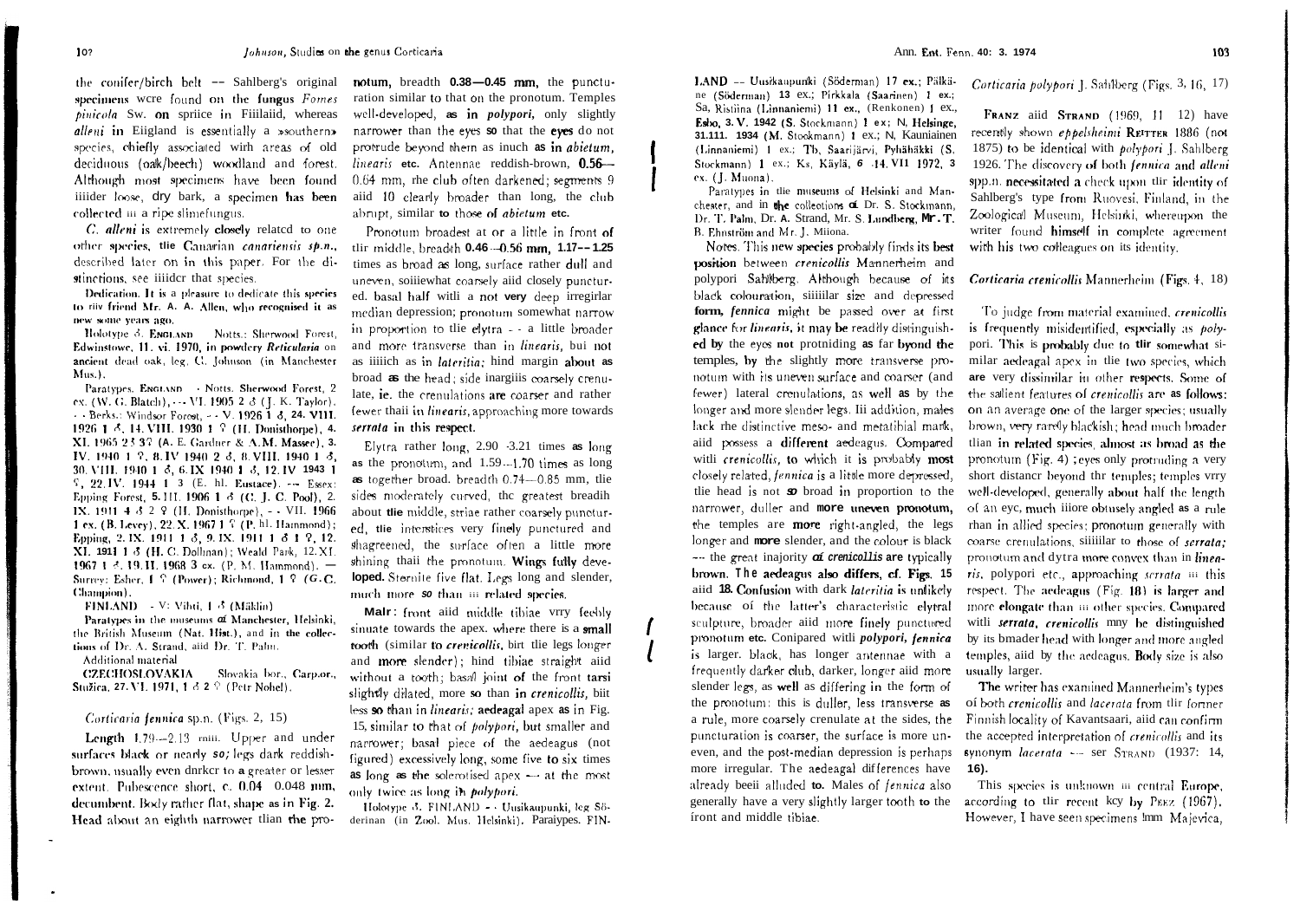the conifer/birch belt — Sahlberg's original specimens were found on the fungus *Fomes pinicola* Sw. on spruce in Finland, whereas *alleni* in England is essentially a »southern» species, chiefly associated with areas of old deciduous (oak/beech) woodland and forest. Although most specimens have been found under loose, dry bark, a specimen has been collected in a ripe slimefungus.

*C. alleni* is extremely closely related to one other species, the Canarian *canariensis* sp.n., described later on in this paper. For the distinctions, see under that species.

Dedication. It is a pleasure to dedicate this species to my friend Mr. A. A. Allen, who recognised it as new some years ago.

Holotype ♂. ENGLAND — Notts.: Sherwood Forest, Edwinstowe, 11. vi. 1970, in powdery *Reticularia* on ancient dead oak, leg. C. Johnson (in Manchester Mus.).

Paratypes. ENGLAND — Notts. Sherwood Forest, 2 ex. (W. G. Blatch), — VI. 1905 2 ♂ (J. K. Taylor). — Berks.: Windsor Forest, — V. 1926 1 ♂, 24. VIII. 1926 1 ♂, 14. VIII. 1930 1 ♀ (H. Donisthorpe), 4. XI. 1965 2♂3♀ (A. E. Gardner & A.M. Massee), 3. IV. 1940 1 ♀, 8. IV 1940 2 ♂, 8. VIII. 1940 1 ♂, 30. VIII. 1940 1 ♂, 6. IX. 1940 1 ♂, 12. IV 1943 1 ♀, 22. IV. 1944 1 3 (E. hl. Eustace). — Essex: Epping Forest, 5. III. 1906 1 ♂ (C. J. C. Pool), 2. IX. 1911 4 ♂ 2 ♀ (H. Donisthorpe), — VII. 1966 1 ex. (B. Levey), 22. X. 1967 1 ♀ (P. hl. Hammond); Epping, 2. IX. 1911 1 ♂, 9. IX. 1911 1 ♂ 1 ♀, 12. XI. 1911 1 ♂ (H. C. Dollman); Weald Park, 12. XI. 1967 1 ♂, 19. II. 1968 3 ex. (P. M. Hammond). — Surrey: Esher, 1 ♀ (Power); Richmond, 1 ♀ (G. C. Champion).

FINLAND — V: Vihti, 1 ♂ (Mäklin)

Paratypes in the museums of Manchester, Helsinki, the British Museum (Nat. Hist.), and in the collections of Dr. A. Strand, and Dr. T. Palm.

Additional material

CZECHOSLOVAKIA — Slovakia bor., Carp.or., Stužica, 27. VI. 1971, 1 ♂ 2 ♀ (Petr Nohel).

## *Corticaria fennica* sp.n. (Figs. 2, 15)

**Length** 1.79—2.13 mm. Upper and under surfaces black or nearly so; legs dark reddish-brown, usually even darker to a greater or lesser extent. Pubescence short, c. 0.04 0.048 mm, decumbent. Body rather flat, shape as in Fig. 2. **Head** about an eighth narrower than the pronotum, breadth 0.38—0.45 mm, the puncturation similar to that on the pronotum. Temples well-developed, as in *polypori*, only slightly narrower than the eyes so that the eyes do not protrude beyond them as much as in *abietum*, *linearis* etc. Antennae reddish-brown, 0.56—0.64 mm, the club often darkened; segments 9 and 10 clearly broader than long, the club abrupt, similar to those of *abietum* etc.

Pronotum broadest at or a little in front of the middle, breadth 0.46—0.56 mm, 1.17—1.25 times as broad as long, surface rather dull and uneven, somewhat coarsely and closely punctured. basal half with a not very deep irregular median depression; pronotum somewhat narrow in proportion to the elytra — a little broader and more transverse than in *linearis*, but not as much as in *lateritia*; hind margin about as broad as the head; side margins coarsely crenulate, ie. the crenulations are coarser and rather fewer than in *linearis*, approaching more towards *serrata* in this respect.

Elytra rather long, 2.90 -3.21 times as long as the pronotum, and 1.59—1.70 times as long as together broad. breadth 0.74—0.85 mm, the sides moderately curved, the greatest breadth about the middle, striae rather coarsely punctured, the interstices very finely punctured and shagreened, the surface often a little more shining than the pronotum. Wings fully developed. Sternite five flat. Legs long and slender, much more so than in related species.

**Male**: front and middle tibiae very feebly sinuate towards the apex. where there is a small tooth (similar to *crenicollis*, but the legs longer and more slender); hind tibiae straight and without a tooth; basal joint of the front tarsi slightly dilated, more so than in *crenicollis*, but less so than in *linearis*; aedeagal apex as in Fig. 15, similar to that of *polypori*, but smaller and narrower; basal piece of the aedeagus (not figured) excessively long, some five to six times as long as the sclerotised apex — at the most only twice as long in *polypori*.

Holotype ♂. FINLAND — Uusikaupunki, leg Söderman (in Zool. Mus. Helsinki). Paratypes. FINLAND — Uusikaupunki (Söderman) 17 ex.; Pälkäne (Söderman) 13 ex.; Pirkkala (Saarinen) 1 ex.; Sa, Ristiina (Linnaniemi) 11 ex., (Renkonen) 1 ex., Esbo, 3. V. 1942 (S. Stockmann) 1 ex; N, Helsinge, 31.III. 1934 (M. Stockmann) 1 ex.; N, Kauniainen (Linnaniemi) 1 ex.; Tb, Saarijärvi, Pyhähäkki (S. Stockmann) 1 ex.; Ks, Käylä, 6 -14. VII 1972, 3 ex. (J. Muona).

Paratypes in the museums of Helsinki and Manchester, and in the collections of Dr. S. Stockmann, Dr. T. Palm, Dr. A. Strand, Mr. S. Lundberg, Mr. T. B. Ehnström and Mr. J. Muona.

Notes. This new species probably finds its best position between *crenicollis* Mannerheim and *polypori* Sahlberg. Although because of its black colouration, similar size and depressed form, *fennica* might be passed over at first glance for *linearis*, it may be readily distinguished by the eyes not protruding as far beyond the temples, by the slightly more transverse pronotum with its uneven surface and coarser (and fewer) lateral crenulations, as well as by the longer and more slender legs. In addition, males lack the distinctive meso- and metatibial mark, and possess a different aedeagus. Compared with *crenicollis*, to which it is probably most closely related, *fennica* is a little more depressed, the head is not so broad in proportion to the narrower, duller and more uneven pronotum, the temples are more right-angled, the legs longer and more slender, and the colour is black — the great majority of *crenicollis* are typically brown. The aedeagus also differs, cf. Figs. 15 and 18. Confusion with dark *lateritia* is unlikely because of the latter's characteristic elytral sculpture, broader and more finely punctured pronotum etc. Compared with *polypori*, *fennica* is larger. black, has longer antennae with a frequently darker club, darker, longer and more slender legs, as well as differing in the form of the pronotum: this is duller, less transverse as a rule, more coarsely crenulate at the sides, the puncturation is coarser, the surface is more uneven, and the post-median depression is perhaps more irregular. The aedeagal differences have already been alluded to. Males of *fennica* also generally have a very slightly larger tooth to the front and middle tibiae.

## *Corticaria polypori* J. Sahlberg (Figs. 3, 16, 17)

FRANZ and STRAND (1969, 11 12) have recently shown *eppelsheimi* REITTER 1886 (not 1875) to be identical with *polypori* J. Sahlberg 1926. The discovery of both *fennica* and *alleni* spp.n. necessitated a check upon the identity of Sahlberg's type from Ruovesi, Finland, in the Zoological Museum, Helsinki, whereupon the writer found himself in complete agreement with his two colleagues on its identity.

## *Corticaria crenicollis* Mannerheim (Figs. 4, 18)

To judge from material examined, *crenicollis* is frequently misidentified, especially as *polypori*. This is probably due to the somewhat similar aedeagal apex in the two species, which are very dissimilar in other respects. Some of the salient features of *crenicollis* are as follows: on an average one of the larger species; usually brown, very rarely blackish; head much broader than in related species, almost as broad as the pronotum (Fig. 4); eyes only protruding a very short distance beyond the temples; temples very well-developed, generally about half the length of an eye, much more obtusely angled as a rule than in allied species; pronotum generally with coarse crenulations, similar to those of *serrata*; pronotum and elytra more convex than in *linearis*, polypori etc., approaching *serrata* in this respect. The aedeagus (Fig. 18) is larger and more elongate than in other species. Compared with *serrata*, *crenicollis* may be distinguished by its broader head with longer and more angled temples, and by the aedeagus. Body size is also usually larger.

The writer has examined Mannerheim's types of both *crenicollis* and *lacerata* from the former Finnish locality of Kavantsaari, and can confirm the accepted interpretation of *crenicollis* and its synonym *lacerata* — see STRAND (1937: 14, 16).

This species is unknown in central Europe, according to the recent key by PEEZ (1967). However, I have seen specimens from Majevica,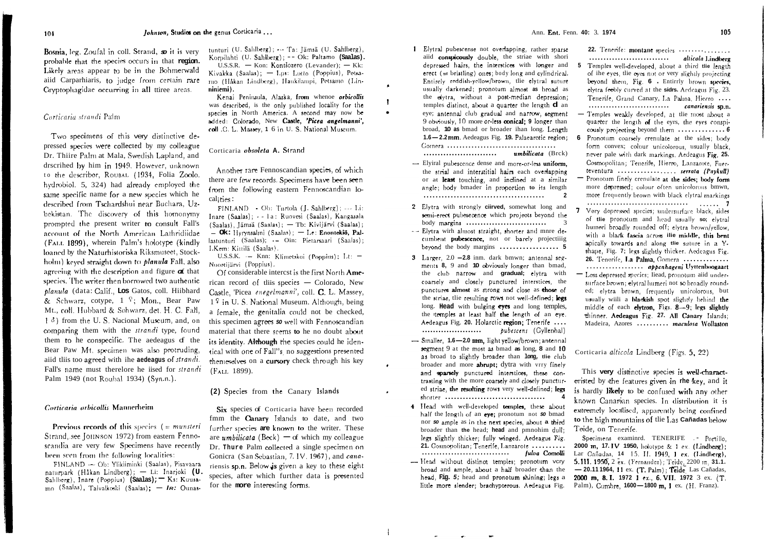Bosnia, leg. Zoufal in coll. Strand, so it is very probable that the species occurs in that region. Likely areas appear to be in the Bohmerwald and Carpathians, to judge from certain rare Cryptophagidae occurring in all three areas.

### *Corticaria strandi* Palm

Two specimens of this very distinctive depressed species were collected by my colleague Dr. Thure Palm at Mala, Swedish Lapland, and described by him in 1949. However, unknown to the describor, ROUBAL (1934, Folia Zoolo. hydrobiol. 5, 324) had already employed the same specific name for a new species which he described from Tschardshui near Buchara, Uzbekistan. The discovery of this homonymy prompted the present writer to consult Fall's account of the North American Lathridiidae (FALL 1899), wherein Palm's holotype (kindly loaned by the Naturhistoriska Riksmuseet, Stockholm) keyed straight down to *planula* Fall, also agreeing with the description and figure of that species. The writer then borrowed two authentic *planula* (data: Calif., Los Gatos, coll. Hubbard & Schwarz, cotype, 1 ♀; Mon., Bear Paw Mt., coll. Hubbard & Schwarz, det. H. C. Fall, 1 ♂) from the U. S. Nacional Museum, and, on comparing them with the *strandi* type, found them to be conspecific. The aedeagus of the Bear Paw Mt. specimen was also protruding, and this too agreed with the aedeagus of *strandi*. Fall's name must therefore be used for *strandi* Palm 1949 (not Roubal 1934) (Syn.n.).

### *Corticaria orbicollis* Mannerheim

Previous records of this species (= *munsteri* Strand, see JOHNSON 1972) from eastern Fennoscandia are very few. Specimens have recently been seen from the following localities:

FINLAND — Ob: Ylikiiminki (Saalas), Pisavaara naturpark (Håkan Lindberg); — Li: Inarijoki (U. Sahlberg), Inare (Poppius) (Saalas); — Ks: Kuusamo (Saalas), Taivalkoski (Saalas); — Ir: Ounastunturi (U. Sahlberg); — Ta: Jämsä (U. Sahlberg), Korpilahti (U. Sahlberg); — Ok: Paltamo (Saalas).

U.S.S.R. — Kon: Kontšozero (Levander); — Kk: Kivakka (Saalas); — Lps: Lotto (Poppius), Petsamo (Håkan Lindberg), Haukilampi, Petsamo (Linniemi).

Kenai Peninsula, Alaska, from whence *orbicollis* was described, is the only published locality for the species in North America. A second may now be added: Colorado, New Castle, 'Picea angelmanni', coll. C. L. Massey, 1 ♀ in U. S. National Museum.

### *Corticaria obsoleta* A. Strand

Another rare Fennoscandian species, of which there are few records. Specimens have been seen from the following eastern Fennoscandian localities:

FINLAND — Ob: Turtola (J. Sahlberg); — Li: Inare (Saalas); — Ia: Ruovesi (Saalas), Kangasala (Saalas), Jämsä (Saalas); — Tb: Kivijärvi (Saalas); — Ok: Hyrynsalmi (Saalas); — Le: Enontekiö, Pallastunturi (Saalas); — Oin: Pietarsaari (Saalas); LKem: Kittilä (Saalas).

U.S.S.R. — Knn: Klimetskoi (Poppius); Lt: — Nuortijärvi (Poppius).

Of considerable interest is the first North American record of this species — Colorado, New Castle, 'Picea enegelmanni', coll. C. L. Massey, 1 ♀ in U. S. National Museum. Although, being a female, the genitalia could not be checked, this specimen agrees so well with Fennoscandian material that there seems to be no doubt about its identity. Although the species could be identical with one of Fall's, no suggestions presented themselves on a cursory check through his key (FALL 1899).

## (2) Species from the Canary Islands

Six species of Corticaria have been recorded from the Canary Islands to date, and two further species are known to the writer. These are *umbilicata* (Beck) — of which my colleague Dr. Thure Palm collected a single specimen on Gonicra (San Sebastian, 7. IV. 1967), and *canariensis* sp.n. Below is given a key to these eight species, after which further data is presented for the more interesting forms.

1 Elytral pubescense not overlapping, rather sparse and conspicously double, the striae with short depressed hairs, the interstices with longer and erect (= bristling) ones; body long and cylindrical. Entirely reddish-yellow/brown, the elytral suture usually darkened; pronotum almost as broad as the elytra, without a post-median depression; temples distinct, about a quarter the length of an eye; antennal club gradual and narrow, segment 9 obviously, 10 more or-less conical; 9 longer than broad, 10 as broad or broader than long. Length 1.6—2.2 mm. Aedeagus Fig. 19. Palaearctic region; Gomera .................................... *umbilicata* (Beck)

— Elytral pubescence dense and more-or-less uniform, the strial and interstitial hairs each overlapping or at least touching, and inclined at a similar angle; body broader in proportion to its length ........................................ 2

2 Elytra with strongly curved, somewhat long and semi-erect pubescence which projects beyond the body margins ........................... 3

— Elytra with almost straight, shorter and more decumbent pubescence, not or barely projecting beyond the body margins .................. 5

3 Larger, 2.0—2.8 mm. dark brown; antennal segments 8, 9 and 10 obviously longer than broad, the club narrow and gradual; elytra with coarsely and closely punctured interstices, the punctures almost as strong and close as those of the striae, the resulting rows not well-defined; legs long. Head with bulging eyes and long temples, the temples at least half the length of an eye. Aedeagus Fig. 20. Holarctic region; Tenerife .... ...................... *pubescens* (Gyllenhal)

— Smaller, 1.6—2.0 mm, light yellow/brown; antennal segment 9 at the most as broad as long, 8 and 10 as broad to slightly broader than long, the club broader and more abrupt; elytra with very finely and sparsely punctured interstices, these contrasting with the more coarsely and closely punctured striae, the resulting rows very well-defined; legs shorter ................................. 4

4 Head with well-developed temples, these about half the length of an eye; pronot not so broad nor so ample as in the next species, about a third broader than the head; head and pronotum dull; legs slightly thicker; fully winged. Aedeagus Fig. 21. Cosmopolitan; Tenerife, Lanzarote .......... ............................. *fulva* Comolli

— Head without distinct temples; pronotum very broad and ample, about a half broader than the head, Fig. 5; head and pronotum shining; legs a little more slender; brachypterous. Aedeagus Fig. 22. Tenerife: montane species ................ ........................... *alticola* Lindberg

5 Temples well-developed, about a third the length of the eyes, the eyes not or very slightly projecting beyond them, Fig. 6. Entirely brown species, elytra feebly curved at the sides. Aedeagus Fig. 23. Tenerife, Grand Canary, La Palma, Hierro .... ........................... *canariensis* sp.n.

— Temples weakly developed, at the most about a quarter the length of the eyes, the eyes conspicously projecting beyond them .............. 6

6 Pronotum coarsely crenulate at the sides; body form convex; colour unicolorous, usually black, never pale with dark markings. Aedeagus Fig. 25. Cosmopolitan; Tenerife, Hierro, Lanzarote, Fuerteventura .................. *serrata* (Paykull)

— Pronotum finely crenulate at the sides; body form more depressed; colour often unicolorous brown, more frequently brown with black elytral markings ................................ ...... 7

7 Very depressed species; undersurface black, sides of the pronotum and head usually so; elytral humeri broadly rounded off; elytra brown/yellow, with a black fascia across the middle, this bent apically towards and along the suture in a Y-shape, Fig. 7; legs slightly thicker. Aedeagus Fig. 26. Tenerife, La Palma, Gomera .............. .................. *appenhageni* Uyttenboogaart

— Less depressed species; head, pronotum and undersurface brown; elytral humeri not so broadly rounded; elytra brown, frequently unicolorous, but usually with a blackish spot slightly behind the middle of each elytron, Figs. 8—9; legs slightly thinner. Aedeagus Fig. 27. All Canary Islands; Madeira, Azores .......... *maculosa* Wollaston

### *Corticaria alticola* Lindberg (Figs. 5, 22)

This very distinctive species is well-characterised by the features given in the key, and it is hardly likely to be confused with any other known Canarian species. In distribution it is extremely localised, apparently being confined to the high mountains of the Las Cañadas below Teide, on Tenerife.

Specimens examined. TENERIFE — Portillo, 2000 m, 17. IV 1950, holotype & 1 ex. (Lindberg); Lar Cañadas, 14—15. II. 1949, 1 ex. (Lindberg); 5. III. 1950, 2 ex. (Fernandez); Teide, 2200 m, 31.1.—20.11 1964, 11 ex. (T. Palm); Teide, Las Cañadas, 2000 m, 8. I. 1972 1 ex., 6. VII. 1972 3 ex. (T. Palm), Cumbre, 1600—1800 m, 1 ex. (H. Franz).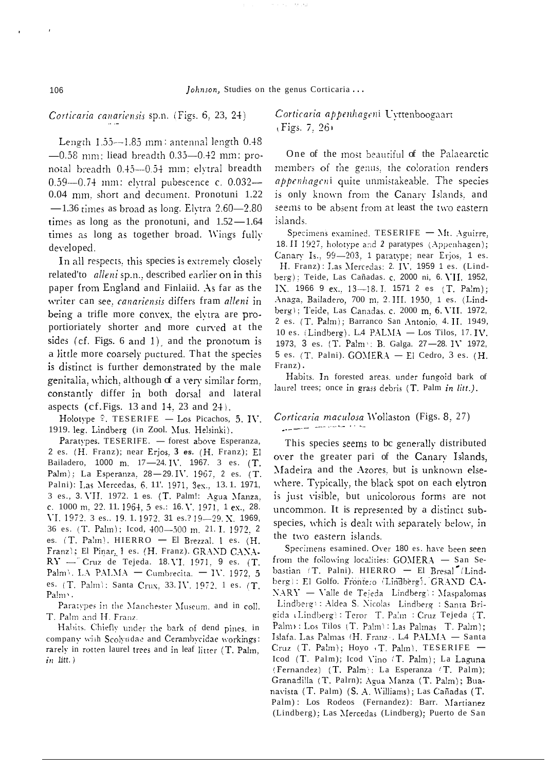*Corticaria canariensis* sp.n. (Figs. 6, 23, 24)

Length 1.55—1.85 mm: antennal length 0.48—0.58 mm: liead breadth 0.35—0.42 mm: pronotal breadth 0.45—0.54 mm: elytral breadth 0.59—0.74 mm: elytral pubescence c. 0.032—0.04 mm, short and decument. Pronotuni 1.22—1.36 times as broad as long. Elytra 2.60—2.80 times as long as the pronotuni, and 1.52—1.64 times as long as together broad. Wings fully developed.

In all respects, this species is extremely closely related'to *alleni* sp.n., described earlier on in this paper from England and Finlaiid. As far as the writer can see, *canariensis* differs from *alleni* in being a trifle more convex, the elytra are proportioriately shorter and more curved at the sides (cf. Figs. 6 and 1), and the pronotum is a little more coarsely puctured. That the species is distinct is further demonstrated by the male genitalia, which, although of a very similar form, constantly differ in both dorsal and lateral aspects (cf. Figs. 13 and 14, 23 and 24).

Holotype ♀. TESERIFE — Los Picachos, 5. IV. 1919. leg. Lindberg (in Zool. Mus. Helsinki).

Paratypes. TESERIFE. — forest above Esperanza, 2 es. (H. Franz); near Erjos, 3 es. (H. Franz); El Bailadero, 1000 m. 17—24. IV. 1967. 3 es. (T. Palm); La Esperanza, 28—29. IV. 1967, 2 es. (T. Palni): Las Mercedas, 6. 1I'. 1971, 3ex., 13. 1. 1971, 3 es., 3. VII. 1972. 1 es. (T. Palm!: Agua Manza, c. 1000 m, 22. 11. 1964, 5 es.: 16. V. 1971, 1 ex., 28. VI. 1972. 3 es.. 19. 1. 1972. 31 es.? 19—29. X. 1969, 36 es. (T. Palm): Icod, 400—500 m. 21. I. 1972, 2 es. (T. Palm). HIERRO — El Brezzal. 1 es. (H. Franz); El Pinar, 1 es. (H. Franz). GRAND CANARY — Cruz de Tejeda. 18. VI. 1971, 9 es. (T. Palm). LA PALMA — Cumbrecita. — IV. 1972, 5 es. (T. Palm); Santa Crux, 33. IV. 1972, 1 es. (T. Palm).

Paratypes in the Manchester Museum, and in coll. T. Palm and H. Franz.

Habits. Chiefly under the bark of dend pines, in company with Scolytidae and Cerambycidae workings: rarely in rotten laurel trees and in leaf litter (T. Palm, *in litt.*)

*Corticaria appenhageni* Uyttenboogaart (Figs. 7, 26)

One of the most beautiful of the Palaearctic members of the genus, the coloration renders *appenhageni* quite unmistakeable. The species is only known from the Canary Islands, and seems to be absent from at least the two eastern islands.

Specimens examined. TESERIFE — Mt. Aguirre, 18. II 1927, holotype and 2 paratypes (Appenhagen); Canary Is., 99—203, 1 paratype; near Erjos, 1 es. (H. Franz): Las Mercedas: 2. IV. 1959 1 es. (Lindberg); Teide, Las Cañadas. c. 2000 ni, 6. VII. 1952, IX. 1966 9 ex., 13—18. I. 1571 2 es (T. Palm); Anaga, Bailadero, 700 m. 2. III. 1950, 1 es. (Lindberg); Teide, Las Canadas. c. 2000 m, 6. VII. 1972, 2 es. (T. Palm); Barranco San Antonio. 4. II. 1949, 10 es. (Lindberg). LA PALMA — Los Tilos, 17. IV. 1973, 3 es. (T. Palm): B. Galga. 27—28. IV 1972, 5 es. (T. Palni). GOMERA — El Cedro, 3 es. (H. Franz).

Habits. In forested areas. under fungoid bark of laurel trees; once in grass debris (T. Palm *in litt.)*.

*Corticaria maculosa* Wollaston (Figs. 8, 27)

This species seems to be generally distributed over the greater pari of the Canary Islands, Madeira and the Azores, but is unknown elsewhere. Typically, the black spot on each elytron is just visible, but unicolorous forms are not uncommon. It is represented by a distinct subspecies, which is dealt with separately below, in the two eastern islands.

Specimens esamined. Over 180 es. have been seen from the following localities: GOMERA — San Sebastian (T. Palni). HIERRO — El Bresal (Lindberg): El Golfo. Frontero (Lindberg). GRAND CANARY — Valle de Tejeda (Lindberg): Maspalomas (Lindberg): Aldea S. Nicolas (Lindberg): Santa Brigida (Lindberg): Teror (T. Palm): Cruz Tejeda (T. Palm): Los Tilos (T. Palm): Las Palmas (T. Palm); Islafa. Las Palmas (H. Franz). LA PALMA — Santa Cruz (T. Palm); Hoyo (T. Palm). TESERIFE — Icod (T. Palm); Icod Vino (T. Palm); La Laguna (Fernandez) (T. Palm); La Esperanza (T. Palm); Granadilla (T. Palrn); Agua Manza (T. Palm); Buanavista (T. Palm) (S. A. Williams); Las Cañadas (T. Palm): Los Rodeos (Fernandez): Barr. Martianez (Lindberg); Las Mercedas (Lindberg); Puerto de San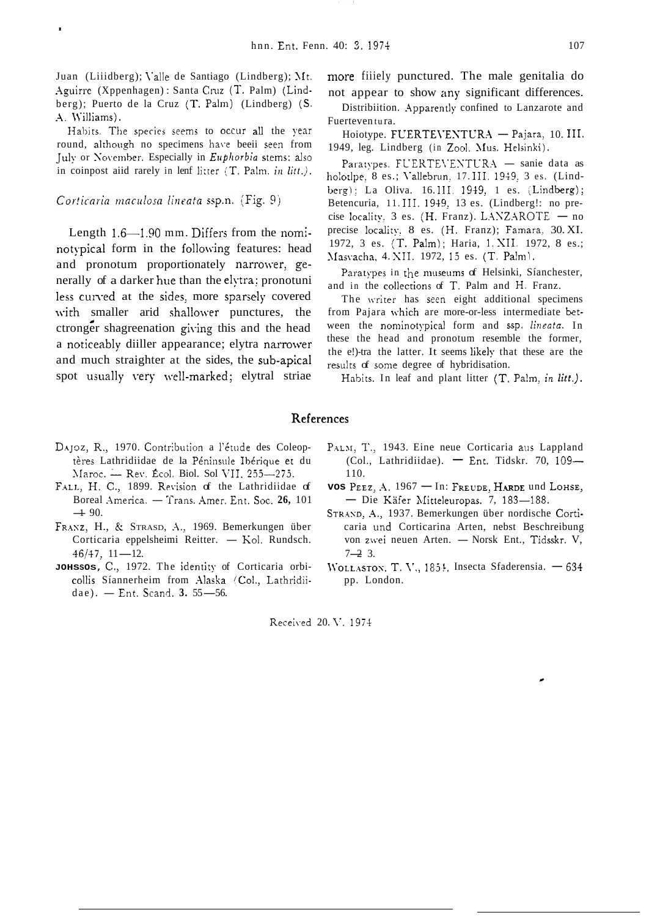Juan (Liiidberg); Valle de Santiago (Lindberg); Mt. Aguirre (Xppenhagen): Santa Cruz (T. Palm) (Lindberg); Puerto de la Cruz (T. Palm) (Lindberg) (S. A. Williams).

Habits. The species seems to occur all the year round, although no specimens have beeii seen from July or November. Especially in *Euphorbia* stems: also in coinpost aiid rarely in lenf litter (T. Palm. *in litt.*).

*Corticaria maculosa lineata* ssp.n. (Fig. 9)

Length 1.6—1.90 mm. Differs from the nominotypical form in the following features: head and pronotum proportionately narrower, generally of a darker hue than the elytra; pronotuni less curved at the sides, more sparsely covered with smaller arid shallower punctures, the ctronger shagreenation giving this and the head a noticeably diiller appearance; elytra narrower and much straighter at the sides, the sub-apical spot usually very well-marked; elytral striae more fiiiely punctured. The male genitalia do not appear to show any significant differences.

Distribiition. Apparently confined to Lanzarote and Fuerteventura.

Hoiotype. FUERTEVENTURA — Pajara, 10. III. 1949, leg. Lindberg (in Zool. Mus. Helsinki).

Paratypes. FUERTEVENTURA — sanie data as holotlpe, 8 es.; Vallebrun, 17. III. 1949, 3 es. (Lindberg); La Oliva. 16. III. 1949, 1 es. (Lindberg); Betencuria, 11. III. 1949, 13 es. (Lindberg!: no precise locality, 3 es. (H. Franz). LANZAROTE — no precise locality, 8 es. (H. Franz); Famara, 30. XI. 1972, 3 es. (T. Palm); Haria, 1. XII. 1972, 8 es.; Masvacha, 4. XII. 1972, 15 es. (T. Palm).

Paratypes in the museums of Helsinki, Síanchester, and in the collections of T. Palm and H. Franz.

The writer has seen eight additional specimens from Pajara which are more-or-less intermediate between the nominotypical form and ssp. *lineata*. In these the head and pronotum resemble the former, the e!)-tra the latter. It seems likely that these are the results of some degree of hybridisation.

Habits. In leaf and plant litter (T. Palm, *in litt.*).

## References

DAJOZ, R., 1970. Contribution a l'étude des Coleoptères Lathridiidae de la Péninsule Ibérique et du Maroc. — Rev. École. Biol. Sol VII. 255—275.

FALL, H. C., 1899. Revision of the Lathridiidae of Boreal America. — Trans. Amer. Ent. Soc. **26**, 101—190.

FRANZ, H., & STRASD, A., 1969. Bemerkungen über Corticaria eppelsheimi Reitter. — Kol. Rundsch. 46/47, 11—12.

JOHSSOS, C., 1972. The identity of Corticaria orbicollis Síannerheim from Alaska (Col., Lathridiidae). — Ent. Scand. **3**. 55—56.

PALM, T., 1943. Eine neue Corticaria aus Lappland (Col., Lathridiidae). — Ent. Tidskr. 70, 109—110.

VOS PEEZ, A. 1967 — In: FREUDE, HARDE und LOHSE, — Die Käfer Mitteleuropas. 7, 183—188.

STRAND, A., 1937. Bemerkungen über nordische Corticaria und Corticarina Arten, nebst Beschreibung von zwei neuen Arten. — Norsk Ent., Tidsskr. V, 7—23.

WOLLASTON, T. V., 1854. Insecta Sfaderensia. — 634 pp. London.

Received 20. V. 1974